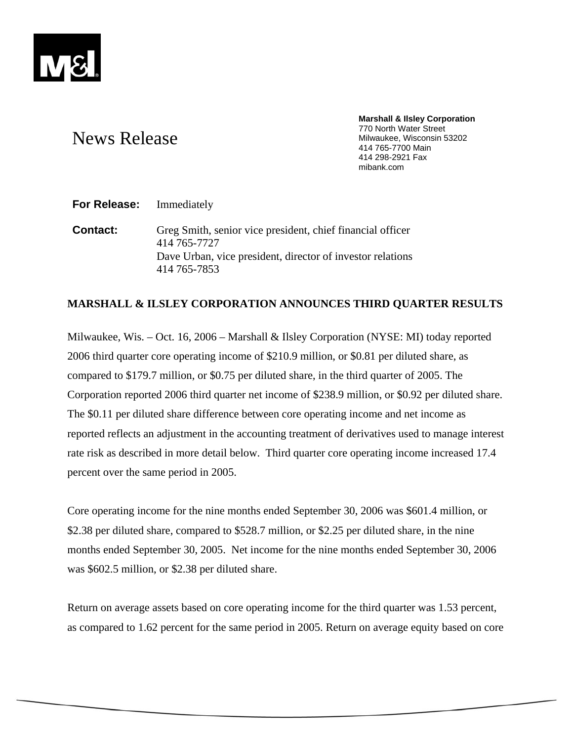News Release

**Marshall & Ilsley Corporation**
770 North Water Street
Milwaukee, Wisconsin 53202
414 765-7700 Main
414 298-2921 Fax
mibank.com

**For Release:** Immediately

**Contact:** Greg Smith, senior vice president, chief financial officer
414 765-7727
Dave Urban, vice president, director of investor relations
414 765-7853

**MARSHALL & ILSLEY CORPORATION ANNOUNCES THIRD QUARTER RESULTS**

Milwaukee, Wis. – Oct. 16, 2006 – Marshall & Ilsley Corporation (NYSE: MI) today reported 2006 third quarter core operating income of $210.9 million, or $0.81 per diluted share, as compared to $179.7 million, or $0.75 per diluted share, in the third quarter of 2005. The Corporation reported 2006 third quarter net income of $238.9 million, or $0.92 per diluted share. The $0.11 per diluted share difference between core operating income and net income as reported reflects an adjustment in the accounting treatment of derivatives used to manage interest rate risk as described in more detail below. Third quarter core operating income increased 17.4 percent over the same period in 2005.

Core operating income for the nine months ended September 30, 2006 was $601.4 million, or $2.38 per diluted share, compared to $528.7 million, or $2.25 per diluted share, in the nine months ended September 30, 2005. Net income for the nine months ended September 30, 2006 was $602.5 million, or $2.38 per diluted share.

Return on average assets based on core operating income for the third quarter was 1.53 percent, as compared to 1.62 percent for the same period in 2005. Return on average equity based on core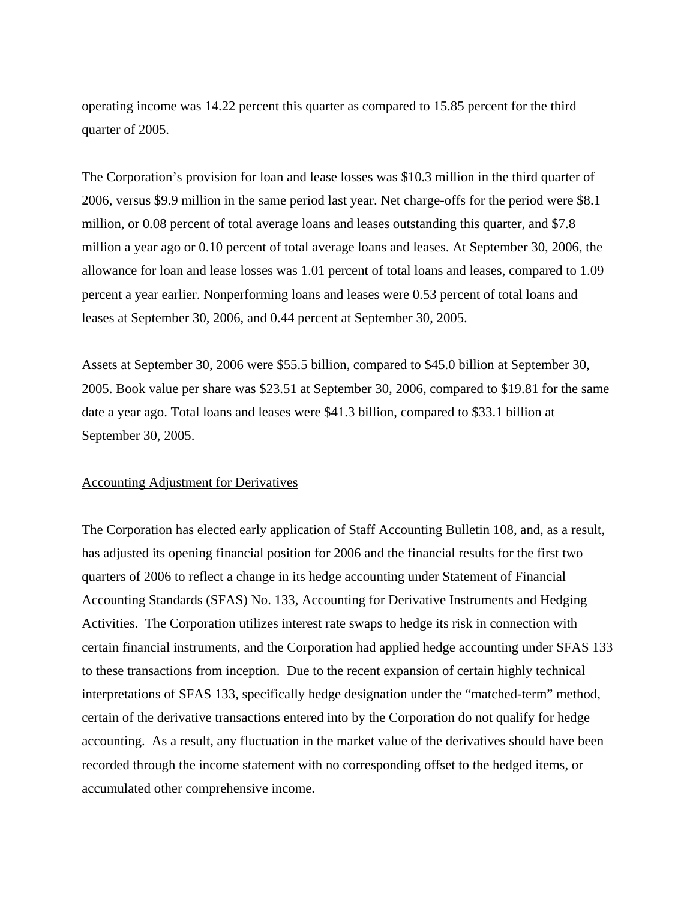operating income was 14.22 percent this quarter as compared to 15.85 percent for the third quarter of 2005.

The Corporation's provision for loan and lease losses was $10.3 million in the third quarter of 2006, versus $9.9 million in the same period last year. Net charge-offs for the period were $8.1 million, or 0.08 percent of total average loans and leases outstanding this quarter, and $7.8 million a year ago or 0.10 percent of total average loans and leases. At September 30, 2006, the allowance for loan and lease losses was 1.01 percent of total loans and leases, compared to 1.09 percent a year earlier. Nonperforming loans and leases were 0.53 percent of total loans and leases at September 30, 2006, and 0.44 percent at September 30, 2005.

Assets at September 30, 2006 were $55.5 billion, compared to $45.0 billion at September 30, 2005. Book value per share was $23.51 at September 30, 2006, compared to $19.81 for the same date a year ago. Total loans and leases were $41.3 billion, compared to $33.1 billion at September 30, 2005.

## Accounting Adjustment for Derivatives

The Corporation has elected early application of Staff Accounting Bulletin 108, and, as a result, has adjusted its opening financial position for 2006 and the financial results for the first two quarters of 2006 to reflect a change in its hedge accounting under Statement of Financial Accounting Standards (SFAS) No. 133, Accounting for Derivative Instruments and Hedging Activities. The Corporation utilizes interest rate swaps to hedge its risk in connection with certain financial instruments, and the Corporation had applied hedge accounting under SFAS 133 to these transactions from inception. Due to the recent expansion of certain highly technical interpretations of SFAS 133, specifically hedge designation under the "matched-term" method, certain of the derivative transactions entered into by the Corporation do not qualify for hedge accounting. As a result, any fluctuation in the market value of the derivatives should have been recorded through the income statement with no corresponding offset to the hedged items, or accumulated other comprehensive income.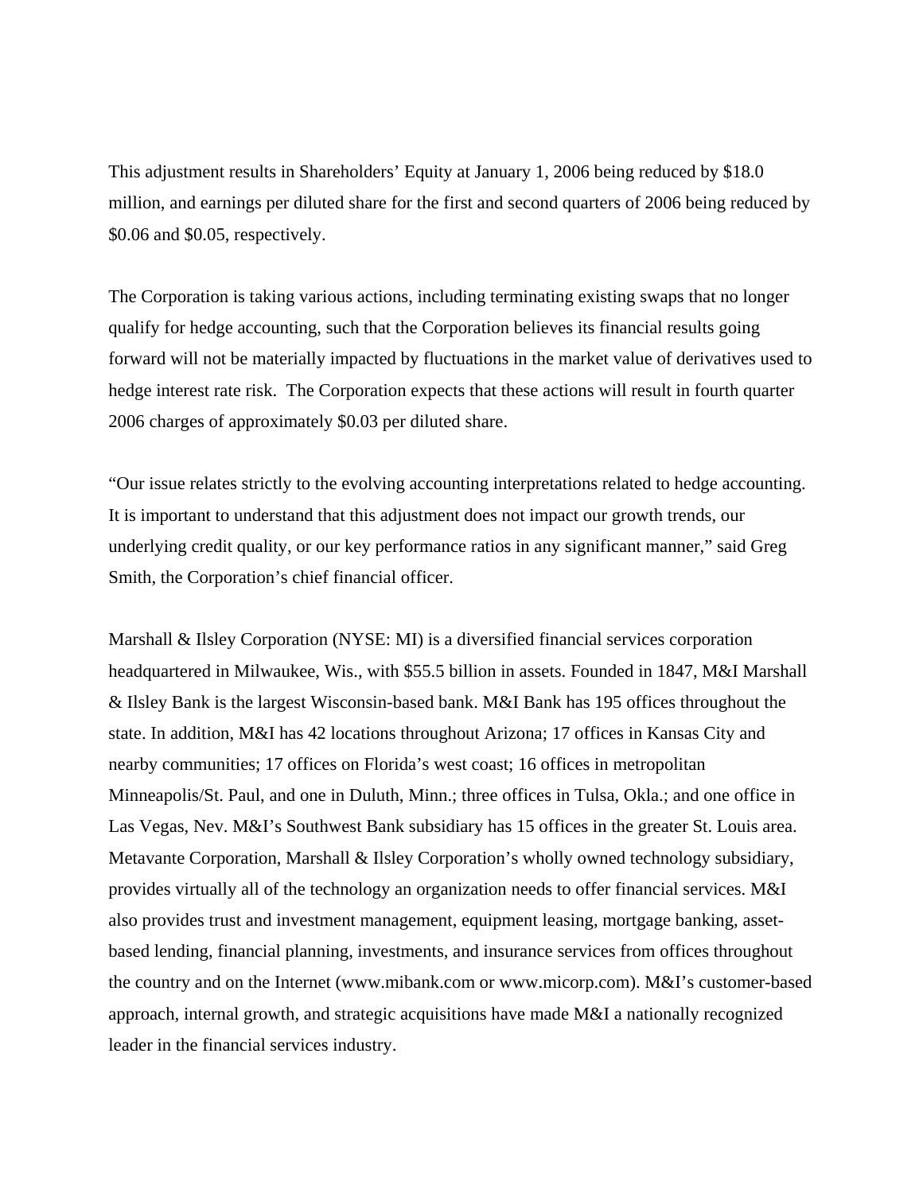This adjustment results in Shareholders' Equity at January 1, 2006 being reduced by $18.0 million, and earnings per diluted share for the first and second quarters of 2006 being reduced by $0.06 and $0.05, respectively.

The Corporation is taking various actions, including terminating existing swaps that no longer qualify for hedge accounting, such that the Corporation believes its financial results going forward will not be materially impacted by fluctuations in the market value of derivatives used to hedge interest rate risk. The Corporation expects that these actions will result in fourth quarter 2006 charges of approximately $0.03 per diluted share.

"Our issue relates strictly to the evolving accounting interpretations related to hedge accounting. It is important to understand that this adjustment does not impact our growth trends, our underlying credit quality, or our key performance ratios in any significant manner," said Greg Smith, the Corporation's chief financial officer.

Marshall & Ilsley Corporation (NYSE: MI) is a diversified financial services corporation headquartered in Milwaukee, Wis., with $55.5 billion in assets. Founded in 1847, M&I Marshall & Ilsley Bank is the largest Wisconsin-based bank. M&I Bank has 195 offices throughout the state. In addition, M&I has 42 locations throughout Arizona; 17 offices in Kansas City and nearby communities; 17 offices on Florida's west coast; 16 offices in metropolitan Minneapolis/St. Paul, and one in Duluth, Minn.; three offices in Tulsa, Okla.; and one office in Las Vegas, Nev. M&I's Southwest Bank subsidiary has 15 offices in the greater St. Louis area. Metavante Corporation, Marshall & Ilsley Corporation's wholly owned technology subsidiary, provides virtually all of the technology an organization needs to offer financial services. M&I also provides trust and investment management, equipment leasing, mortgage banking, asset-based lending, financial planning, investments, and insurance services from offices throughout the country and on the Internet (www.mibank.com or www.micorp.com). M&I's customer-based approach, internal growth, and strategic acquisitions have made M&I a nationally recognized leader in the financial services industry.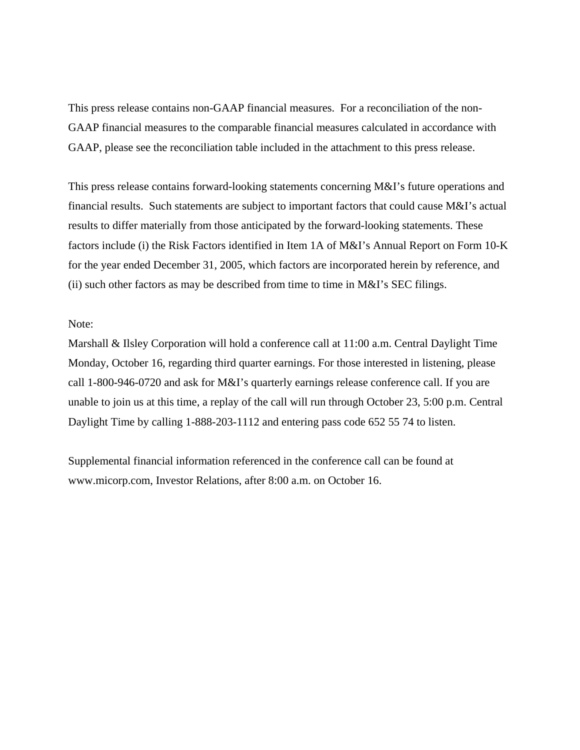This press release contains non-GAAP financial measures. For a reconciliation of the non-GAAP financial measures to the comparable financial measures calculated in accordance with GAAP, please see the reconciliation table included in the attachment to this press release.

This press release contains forward-looking statements concerning M&I's future operations and financial results. Such statements are subject to important factors that could cause M&I's actual results to differ materially from those anticipated by the forward-looking statements. These factors include (i) the Risk Factors identified in Item 1A of M&I's Annual Report on Form 10-K for the year ended December 31, 2005, which factors are incorporated herein by reference, and (ii) such other factors as may be described from time to time in M&I's SEC filings.

Note:
Marshall & Ilsley Corporation will hold a conference call at 11:00 a.m. Central Daylight Time Monday, October 16, regarding third quarter earnings. For those interested in listening, please call 1-800-946-0720 and ask for M&I's quarterly earnings release conference call. If you are unable to join us at this time, a replay of the call will run through October 23, 5:00 p.m. Central Daylight Time by calling 1-888-203-1112 and entering pass code 652 55 74 to listen.

Supplemental financial information referenced in the conference call can be found at www.micorp.com, Investor Relations, after 8:00 a.m. on October 16.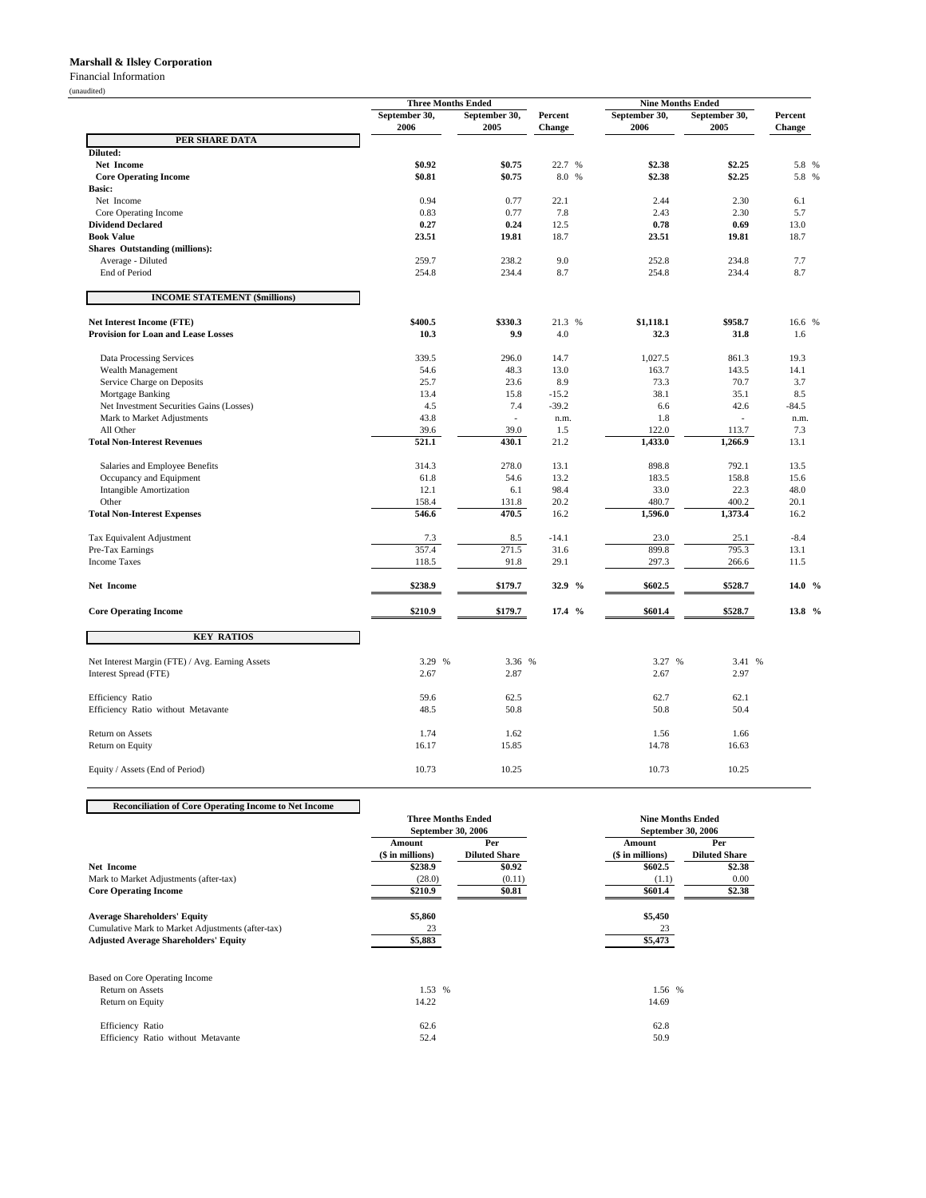**Marshall & Ilsley Corporation**

Financial Information

(unaudited)

| | Three Months Ended | | | Nine Months Ended | | |
|---|---|---|---|---|---|---|
| | September 30, 2006 | September 30, 2005 | Percent Change | September 30, 2006 | September 30, 2005 | Percent Change |
| **PER SHARE DATA** | | | | | | |
| **Diluted:** | | | | | | |
| **Net Income** | **$0.92** | **$0.75** | 22.7 % | **$2.38** | **$2.25** | 5.8 % |
| **Core Operating Income** | **$0.81** | **$0.75** | 8.0 % | **$2.38** | **$2.25** | 5.8 % |
| **Basic:** | | | | | | |
| Net Income | 0.94 | 0.77 | 22.1 | 2.44 | 2.30 | 6.1 |
| Core Operating Income | 0.83 | 0.77 | 7.8 | 2.43 | 2.30 | 5.7 |
| **Dividend Declared** | **0.27** | **0.24** | 12.5 | **0.78** | **0.69** | 13.0 |
| **Book Value** | **23.51** | **19.81** | 18.7 | **23.51** | **19.81** | 18.7 |
| **Shares Outstanding (millions):** | | | | | | |
| Average - Diluted | 259.7 | 238.2 | 9.0 | 252.8 | 234.8 | 7.7 |
| End of Period | 254.8 | 234.4 | 8.7 | 254.8 | 234.4 | 8.7 |
| **INCOME STATEMENT ($millions)** | | | | | | |
| **Net Interest Income (FTE)** | **$400.5** | **$330.3** | 21.3 % | **$1,118.1** | **$958.7** | 16.6 % |
| **Provision for Loan and Lease Losses** | **10.3** | **9.9** | 4.0 | **32.3** | **31.8** | 1.6 |
| Data Processing Services | 339.5 | 296.0 | 14.7 | 1,027.5 | 861.3 | 19.3 |
| Wealth Management | 54.6 | 48.3 | 13.0 | 163.7 | 143.5 | 14.1 |
| Service Charge on Deposits | 25.7 | 23.6 | 8.9 | 73.3 | 70.7 | 3.7 |
| Mortgage Banking | 13.4 | 15.8 | -15.2 | 38.1 | 35.1 | 8.5 |
| Net Investment Securities Gains (Losses) | 4.5 | 7.4 | -39.2 | 6.6 | 42.6 | -84.5 |
| Mark to Market Adjustments | 43.8 | - | n.m. | 1.8 | - | n.m. |
| All Other | 39.6 | 39.0 | 1.5 | 122.0 | 113.7 | 7.3 |
| **Total Non-Interest Revenues** | **521.1** | **430.1** | 21.2 | **1,433.0** | **1,266.9** | 13.1 |
| Salaries and Employee Benefits | 314.3 | 278.0 | 13.1 | 898.8 | 792.1 | 13.5 |
| Occupancy and Equipment | 61.8 | 54.6 | 13.2 | 183.5 | 158.8 | 15.6 |
| Intangible Amortization | 12.1 | 6.1 | 98.4 | 33.0 | 22.3 | 48.0 |
| Other | 158.4 | 131.8 | 20.2 | 480.7 | 400.2 | 20.1 |
| **Total Non-Interest Expenses** | **546.6** | **470.5** | 16.2 | **1,596.0** | **1,373.4** | 16.2 |
| Tax Equivalent Adjustment | 7.3 | 8.5 | -14.1 | 23.0 | 25.1 | -8.4 |
| Pre-Tax Earnings | 357.4 | 271.5 | 31.6 | 899.8 | 795.3 | 13.1 |
| Income Taxes | 118.5 | 91.8 | 29.1 | 297.3 | 266.6 | 11.5 |
| **Net Income** | **$238.9** | **$179.7** | **32.9 %** | **$602.5** | **$528.7** | **14.0 %** |
| **Core Operating Income** | **$210.9** | **$179.7** | **17.4 %** | **$601.4** | **$528.7** | **13.8 %** |
| **KEY RATIOS** | | | | | | |
| Net Interest Margin (FTE) / Avg. Earning Assets | 3.29 % | 3.36 % | | 3.27 % | 3.41 % | |
| Interest Spread (FTE) | 2.67 | 2.87 | | 2.67 | 2.97 | |
| Efficiency Ratio | 59.6 | 62.5 | | 62.7 | 62.1 | |
| Efficiency Ratio without Metavante | 48.5 | 50.8 | | 50.8 | 50.4 | |
| Return on Assets | 1.74 | 1.62 | | 1.56 | 1.66 | |
| Return on Equity | 16.17 | 15.85 | | 14.78 | 16.63 | |
| Equity / Assets (End of Period) | 10.73 | 10.25 | | 10.73 | 10.25 | |

**Reconciliation of Core Operating Income to Net Income**

| | Three Months Ended September 30, 2006 | | Nine Months Ended September 30, 2006 | |
|---|---|---|---|---|
| | Amount ($ in millions) | Per Diluted Share | Amount ($ in millions) | Per Diluted Share |
| **Net Income** | **$238.9** | **$0.92** | **$602.5** | **$2.38** |
| Mark to Market Adjustments (after-tax) | (28.0) | (0.11) | (1.1) | 0.00 |
| **Core Operating Income** | **$210.9** | **$0.81** | **$601.4** | **$2.38** |
| **Average Shareholders' Equity** | **$5,860** | | **$5,450** | |
| Cumulative Mark to Market Adjustments (after-tax) | 23 | | 23 | |
| **Adjusted Average Shareholders' Equity** | **$5,883** | | **$5,473** | |
| Based on Core Operating Income | | | | |
| Return on Assets | 1.53 % | | 1.56 % | |
| Return on Equity | 14.22 | | 14.69 | |
| Efficiency Ratio | 62.6 | | 62.8 | |
| Efficiency Ratio without Metavante | 52.4 | | 50.9 | |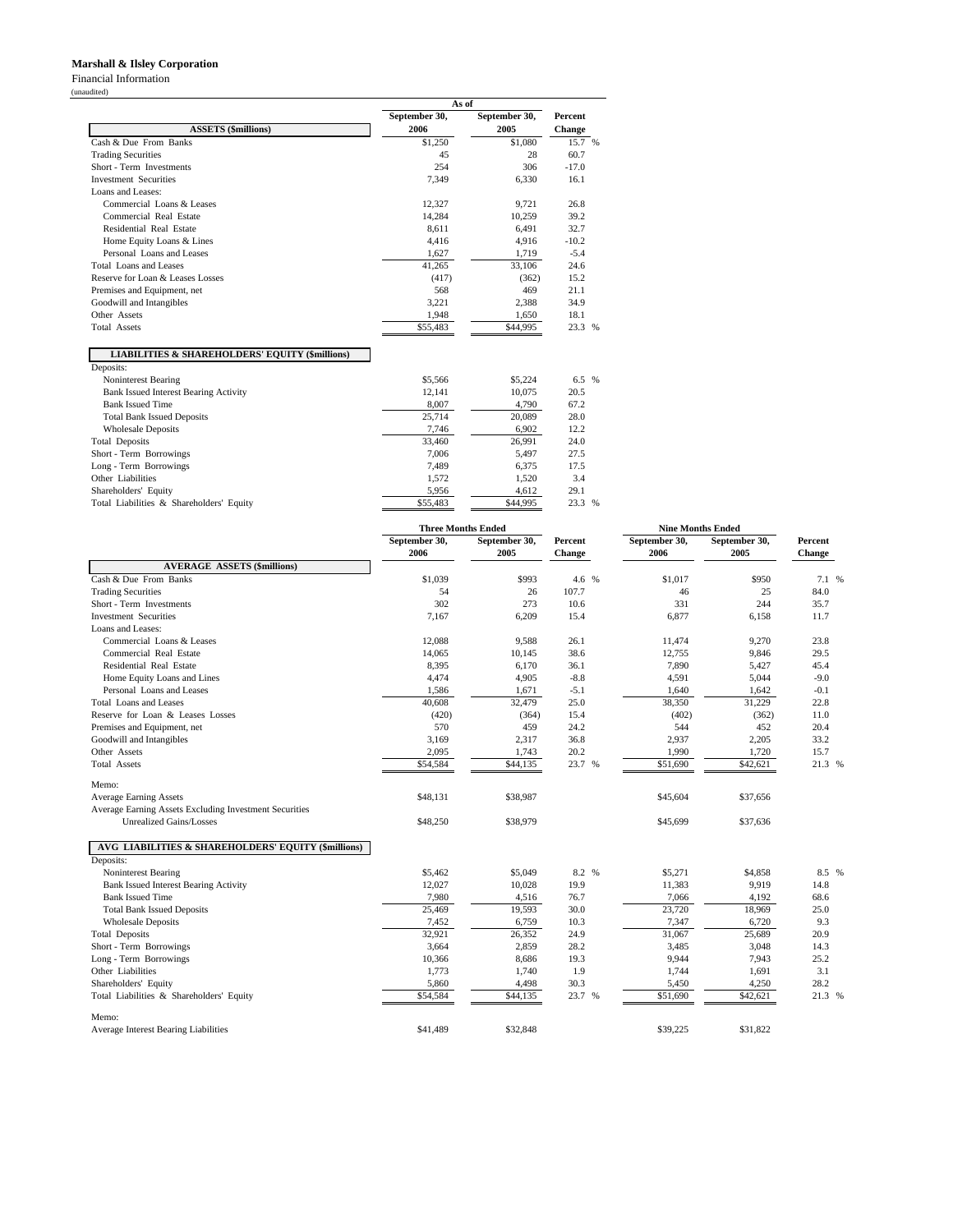**Marshall & Ilsley Corporation**

Financial Information

(unaudited)

| ASSETS ($millions) | As of September 30, 2006 | As of September 30, 2005 | Percent Change |
|---|---|---|---|
| Cash & Due From Banks | $1,250 | $1,080 | 15.7 % |
| Trading Securities | 45 | 28 | 60.7 |
| Short - Term Investments | 254 | 306 | -17.0 |
| Investment Securities | 7,349 | 6,330 | 16.1 |
| Loans and Leases: | | | |
| Commercial Loans & Leases | 12,327 | 9,721 | 26.8 |
| Commercial Real Estate | 14,284 | 10,259 | 39.2 |
| Residential Real Estate | 8,611 | 6,491 | 32.7 |
| Home Equity Loans & Lines | 4,416 | 4,916 | -10.2 |
| Personal Loans and Leases | 1,627 | 1,719 | -5.4 |
| Total Loans and Leases | 41,265 | 33,106 | 24.6 |
| Reserve for Loan & Leases Losses | (417) | (362) | 15.2 |
| Premises and Equipment, net | 568 | 469 | 21.1 |
| Goodwill and Intangibles | 3,221 | 2,388 | 34.9 |
| Other Assets | 1,948 | 1,650 | 18.1 |
| Total Assets | $55,483 | $44,995 | 23.3 % |

| LIABILITIES & SHAREHOLDERS' EQUITY ($millions) | As of September 30, 2006 | As of September 30, 2005 | Percent Change |
|---|---|---|---|
| Deposits: | | | |
| Noninterest Bearing | $5,566 | $5,224 | 6.5 % |
| Bank Issued Interest Bearing Activity | 12,141 | 10,075 | 20.5 |
| Bank Issued Time | 8,007 | 4,790 | 67.2 |
| Total Bank Issued Deposits | 25,714 | 20,089 | 28.0 |
| Wholesale Deposits | 7,746 | 6,902 | 12.2 |
| Total Deposits | 33,460 | 26,991 | 24.0 |
| Short - Term Borrowings | 7,006 | 5,497 | 27.5 |
| Long - Term Borrowings | 7,489 | 6,375 | 17.5 |
| Other Liabilities | 1,572 | 1,520 | 3.4 |
| Shareholders' Equity | 5,956 | 4,612 | 29.1 |
| Total Liabilities & Shareholders' Equity | $55,483 | $44,995 | 23.3 % |

| | Three Months Ended | | | Nine Months Ended | | |
|---|---|---|---|---|---|---|
| AVERAGE ASSETS ($millions) | September 30, 2006 | September 30, 2005 | Percent Change | September 30, 2006 | September 30, 2005 | Percent Change |
| Cash & Due From Banks | $1,039 | $993 | 4.6 % | $1,017 | $950 | 7.1 % |
| Trading Securities | 54 | 26 | 107.7 | 46 | 25 | 84.0 |
| Short - Term Investments | 302 | 273 | 10.6 | 331 | 244 | 35.7 |
| Investment Securities | 7,167 | 6,209 | 15.4 | 6,877 | 6,158 | 11.7 |
| Loans and Leases: | | | | | | |
| Commercial Loans & Leases | 12,088 | 9,588 | 26.1 | 11,474 | 9,270 | 23.8 |
| Commercial Real Estate | 14,065 | 10,145 | 38.6 | 12,755 | 9,846 | 29.5 |
| Residential Real Estate | 8,395 | 6,170 | 36.1 | 7,890 | 5,427 | 45.4 |
| Home Equity Loans and Lines | 4,474 | 4,905 | -8.8 | 4,591 | 5,044 | -9.0 |
| Personal Loans and Leases | 1,586 | 1,671 | -5.1 | 1,640 | 1,642 | -0.1 |
| Total Loans and Leases | 40,608 | 32,479 | 25.0 | 38,350 | 31,229 | 22.8 |
| Reserve for Loan & Leases Losses | (420) | (364) | 15.4 | (402) | (362) | 11.0 |
| Premises and Equipment, net | 570 | 459 | 24.2 | 544 | 452 | 20.4 |
| Goodwill and Intangibles | 3,169 | 2,317 | 36.8 | 2,937 | 2,205 | 33.2 |
| Other Assets | 2,095 | 1,743 | 20.2 | 1,990 | 1,720 | 15.7 |
| Total Assets | $54,584 | $44,135 | 23.7 % | $51,690 | $42,621 | 21.3 % |
| Memo: | | | | | | |
| Average Earning Assets | $48,131 | $38,987 | | $45,604 | $37,656 | |
| Average Earning Assets Excluding Investment Securities Unrealized Gains/Losses | $48,250 | $38,979 | | $45,699 | $37,636 | |

| | Three Months Ended | | | Nine Months Ended | | |
|---|---|---|---|---|---|---|
| AVG LIABILITIES & SHAREHOLDERS' EQUITY ($millions) | September 30, 2006 | September 30, 2005 | Percent Change | September 30, 2006 | September 30, 2005 | Percent Change |
| Deposits: | | | | | | |
| Noninterest Bearing | $5,462 | $5,049 | 8.2 % | $5,271 | $4,858 | 8.5 % |
| Bank Issued Interest Bearing Activity | 12,027 | 10,028 | 19.9 | 11,383 | 9,919 | 14.8 |
| Bank Issued Time | 7,980 | 4,516 | 76.7 | 7,066 | 4,192 | 68.6 |
| Total Bank Issued Deposits | 25,469 | 19,593 | 30.0 | 23,720 | 18,969 | 25.0 |
| Wholesale Deposits | 7,452 | 6,759 | 10.3 | 7,347 | 6,720 | 9.3 |
| Total Deposits | 32,921 | 26,352 | 24.9 | 31,067 | 25,689 | 20.9 |
| Short - Term Borrowings | 3,664 | 2,859 | 28.2 | 3,485 | 3,048 | 14.3 |
| Long - Term Borrowings | 10,366 | 8,686 | 19.3 | 9,944 | 7,943 | 25.2 |
| Other Liabilities | 1,773 | 1,740 | 1.9 | 1,744 | 1,691 | 3.1 |
| Shareholders' Equity | 5,860 | 4,498 | 30.3 | 5,450 | 4,250 | 28.2 |
| Total Liabilities & Shareholders' Equity | $54,584 | $44,135 | 23.7 % | $51,690 | $42,621 | 21.3 % |
| Memo: | | | | | | |
| Average Interest Bearing Liabilities | $41,489 | $32,848 | | $39,225 | $31,822 | |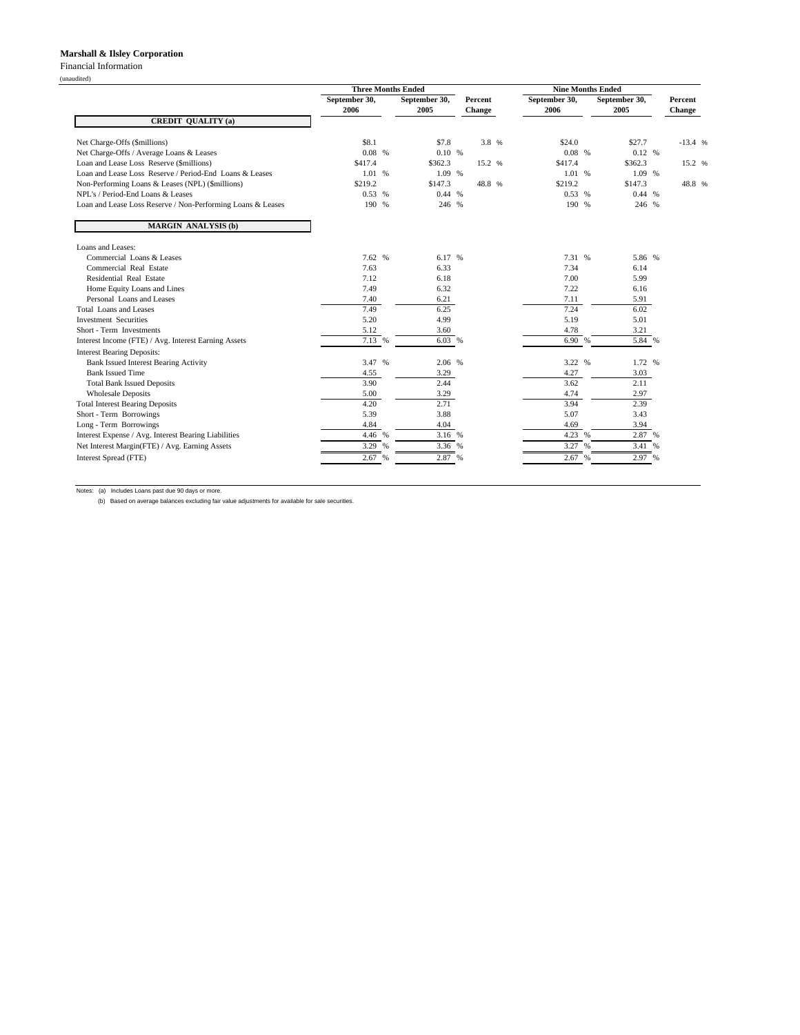**Marshall & Ilsley Corporation**

Financial Information

(unaudited)

| | Three Months Ended | | | Nine Months Ended | | |
|---|---|---|---|---|---|---|
| | September 30, 2006 | September 30, 2005 | Percent Change | September 30, 2006 | September 30, 2005 | Percent Change |
| **CREDIT QUALITY (a)** | | | | | | |
| Net Charge-Offs ($millions) | $8.1 | $7.8 | 3.8 % | $24.0 | $27.7 | -13.4 % |
| Net Charge-Offs / Average Loans & Leases | 0.08 % | 0.10 % | | 0.08 % | 0.12 % | |
| Loan and Lease Loss Reserve ($millions) | $417.4 | $362.3 | 15.2 % | $417.4 | $362.3 | 15.2 % |
| Loan and Lease Loss Reserve / Period-End Loans & Leases | 1.01 % | 1.09 % | | 1.01 % | 1.09 % | |
| Non-Performing Loans & Leases (NPL) ($millions) | $219.2 | $147.3 | 48.8 % | $219.2 | $147.3 | 48.8 % |
| NPL's / Period-End Loans & Leases | 0.53 % | 0.44 % | | 0.53 % | 0.44 % | |
| Loan and Lease Loss Reserve / Non-Performing Loans & Leases | 190 % | 246 % | | 190 % | 246 % | |
| **MARGIN ANALYSIS (b)** | | | | | | |
| Loans and Leases: | | | | | | |
| Commercial Loans & Leases | 7.62 % | 6.17 % | | 7.31 % | 5.86 % | |
| Commercial Real Estate | 7.63 | 6.33 | | 7.34 | 6.14 | |
| Residential Real Estate | 7.12 | 6.18 | | 7.00 | 5.99 | |
| Home Equity Loans and Lines | 7.49 | 6.32 | | 7.22 | 6.16 | |
| Personal Loans and Leases | 7.40 | 6.21 | | 7.11 | 5.91 | |
| Total Loans and Leases | 7.49 | 6.25 | | 7.24 | 6.02 | |
| Investment Securities | 5.20 | 4.99 | | 5.19 | 5.01 | |
| Short - Term Investments | 5.12 | 3.60 | | 4.78 | 3.21 | |
| Interest Income (FTE) / Avg. Interest Earning Assets | 7.13 % | 6.03 % | | 6.90 % | 5.84 % | |
| Interest Bearing Deposits: | | | | | | |
| Bank Issued Interest Bearing Activity | 3.47 % | 2.06 % | | 3.22 % | 1.72 % | |
| Bank Issued Time | 4.55 | 3.29 | | 4.27 | 3.03 | |
| Total Bank Issued Deposits | 3.90 | 2.44 | | 3.62 | 2.11 | |
| Wholesale Deposits | 5.00 | 3.29 | | 4.74 | 2.97 | |
| Total Interest Bearing Deposits | 4.20 | 2.71 | | 3.94 | 2.39 | |
| Short - Term Borrowings | 5.39 | 3.88 | | 5.07 | 3.43 | |
| Long - Term Borrowings | 4.84 | 4.04 | | 4.69 | 3.94 | |
| Interest Expense / Avg. Interest Bearing Liabilities | 4.46 % | 3.16 % | | 4.23 % | 2.87 % | |
| Net Interest Margin(FTE) / Avg. Earning Assets | 3.29 % | 3.36 % | | 3.27 % | 3.41 % | |
| Interest Spread (FTE) | 2.67 % | 2.87 % | | 2.67 % | 2.97 % | |

Notes: (a) Includes Loans past due 90 days or more.

(b) Based on average balances excluding fair value adjustments for available for sale securities.